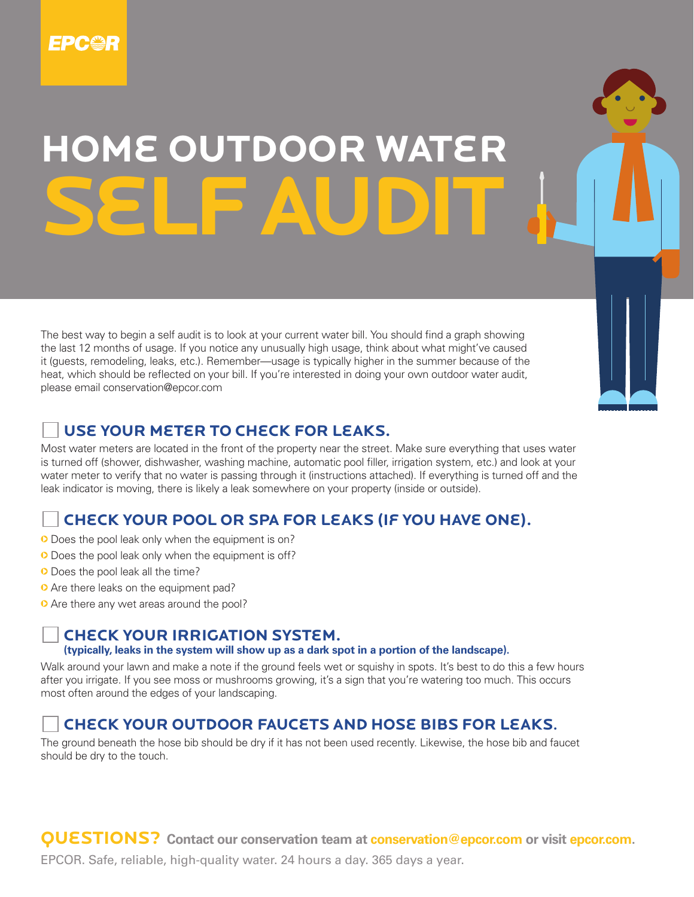EPCOR

# HOME OUTDOOR WATER SELF AUDIT

The best way to begin a self audit is to look at your current water bill. You should find a graph showing the last 12 months of usage. If you notice any unusually high usage, think about what might've caused it (guests, remodeling, leaks, etc.). Remember—usage is typically higher in the summer because of the heat, which should be reflected on your bill. If you're interested in doing your own outdoor water audit, please email conservation@epcor.com

## ☐ USE YOUR METER TO CHECK FOR LEAKS.

Most water meters are located in the front of the property near the street. Make sure everything that uses water is turned off (shower, dishwasher, washing machine, automatic pool filler, irrigation system, etc.) and look at your water meter to verify that no water is passing through it (instructions attached). If everything is turned off and the leak indicator is moving, there is likely a leak somewhere on your property (inside or outside).

## ☐ CHECK YOUR POOL OR SPA FOR LEAKS (IF YOU HAVE ONE).

- Does the pool leak only when the equipment is on?
- Does the pool leak only when the equipment is off?
- Does the pool leak all the time?
- Are there leaks on the equipment pad?
- Are there any wet areas around the pool?

## ☐ CHECK YOUR IRRIGATION SYSTEM.

**(typically, leaks in the system will show up as a dark spot in a portion of the landscape).**

Walk around your lawn and make a note if the ground feels wet or squishy in spots. It's best to do this a few hours after you irrigate. If you see moss or mushrooms growing, it's a sign that you're watering too much. This occurs most often around the edges of your landscaping.

## ☐ CHECK YOUR OUTDOOR FAUCETS AND HOSE BIBS FOR LEAKS.

The ground beneath the hose bib should be dry if it has not been used recently. Likewise, the hose bib and faucet should be dry to the touch.

**QUESTIONS?** **Contact our conservation team at conservation@epcor.com or visit epcor.com.**

EPCOR. Safe, reliable, high-quality water. 24 hours a day. 365 days a year.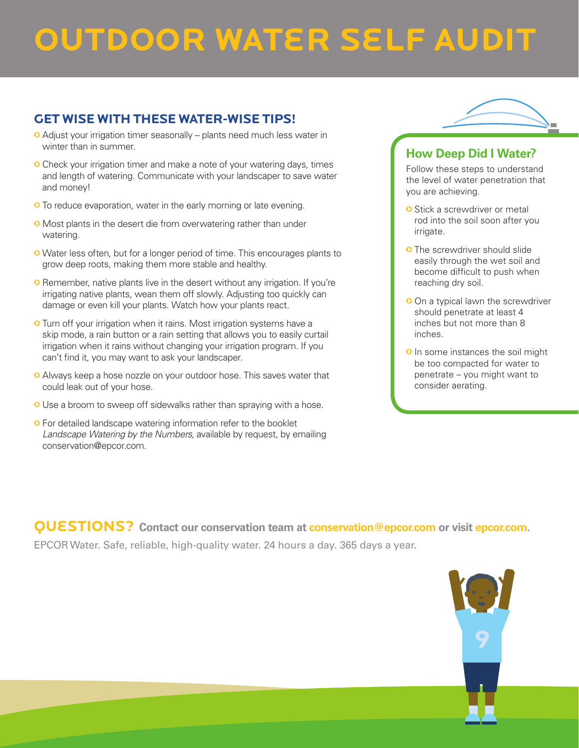# OUTDOOR WATER SELF AUDIT

## GET WISE WITH THESE WATER-WISE TIPS!

- Adjust your irrigation timer seasonally – plants need much less water in winter than in summer.
- Check your irrigation timer and make a note of your watering days, times and length of watering. Communicate with your landscaper to save water and money!
- To reduce evaporation, water in the early morning or late evening.
- Most plants in the desert die from overwatering rather than under watering.
- Water less often, but for a longer period of time. This encourages plants to grow deep roots, making them more stable and healthy.
- Remember, native plants live in the desert without any irrigation. If you're irrigating native plants, wean them off slowly. Adjusting too quickly can damage or even kill your plants. Watch how your plants react.
- Turn off your irrigation when it rains. Most irrigation systems have a skip mode, a rain button or a rain setting that allows you to easily curtail irrigation when it rains without changing your irrigation program. If you can't find it, you may want to ask your landscaper.
- Always keep a hose nozzle on your outdoor hose. This saves water that could leak out of your hose.
- Use a broom to sweep off sidewalks rather than spraying with a hose.
- For detailed landscape watering information refer to the booklet *Landscape Watering by the Numbers*, available by request, by emailing conservation@epcor.com.

### How Deep Did I Water?

Follow these steps to understand the level of water penetration that you are achieving.

- Stick a screwdriver or metal rod into the soil soon after you irrigate.
- The screwdriver should slide easily through the wet soil and become difficult to push when reaching dry soil.
- On a typical lawn the screwdriver should penetrate at least 4 inches but not more than 8 inches.
- In some instances the soil might be too compacted for water to penetrate – you might want to consider aerating.

**QUESTIONS? Contact our conservation team at conservation@epcor.com or visit epcor.com.**

EPCOR Water. Safe, reliable, high-quality water. 24 hours a day. 365 days a year.